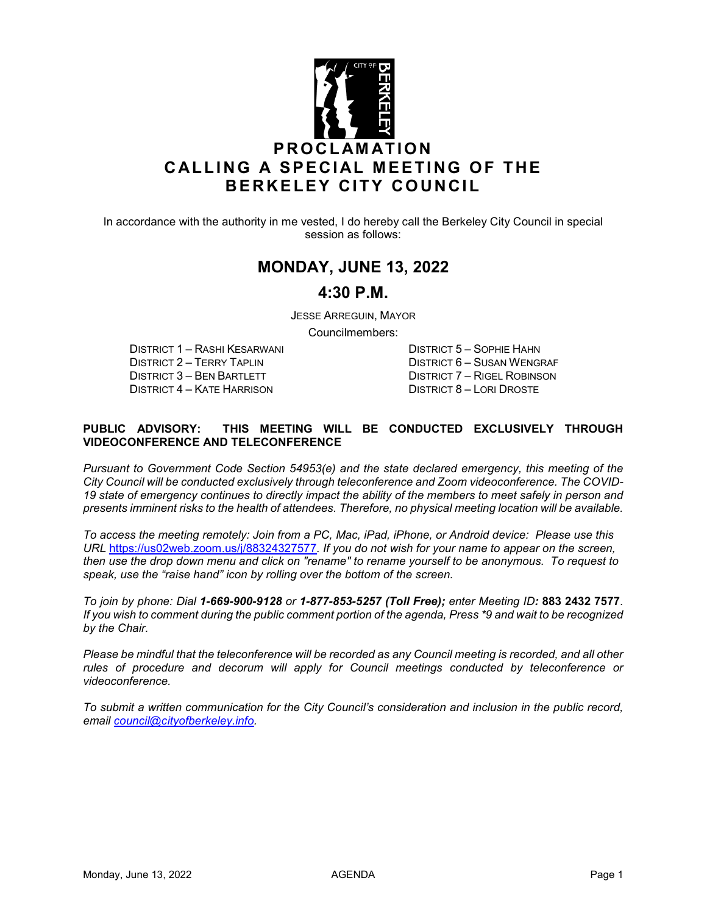# PROCLAMATION
# CALLING A SPECIAL MEETING OF THE BERKELEY CITY COUNCIL

In accordance with the authority in me vested, I do hereby call the Berkeley City Council in special session as follows:

## MONDAY, JUNE 13, 2022

## 4:30 P.M.

JESSE ARREGUIN, MAYOR

Councilmembers:

DISTRICT 1 – RASHI KESARWANI
DISTRICT 2 – TERRY TAPLIN
DISTRICT 3 – BEN BARTLETT
DISTRICT 4 – KATE HARRISON
DISTRICT 5 – SOPHIE HAHN
DISTRICT 6 – SUSAN WENGRAF
DISTRICT 7 – RIGEL ROBINSON
DISTRICT 8 – LORI DROSTE

**PUBLIC ADVISORY: THIS MEETING WILL BE CONDUCTED EXCLUSIVELY THROUGH VIDEOCONFERENCE AND TELECONFERENCE**

*Pursuant to Government Code Section 54953(e) and the state declared emergency, this meeting of the City Council will be conducted exclusively through teleconference and Zoom videoconference. The COVID-19 state of emergency continues to directly impact the ability of the members to meet safely in person and presents imminent risks to the health of attendees. Therefore, no physical meeting location will be available.*

*To access the meeting remotely: Join from a PC, Mac, iPad, iPhone, or Android device: Please use this URL* https://us02web.zoom.us/j/88324327577*. If you do not wish for your name to appear on the screen, then use the drop down menu and click on "rename" to rename yourself to be anonymous. To request to speak, use the "raise hand" icon by rolling over the bottom of the screen.*

*To join by phone: Dial **1-669-900-9128** or **1-877-853-5257 (Toll Free);** enter Meeting ID:* **883 2432 7577**. *If you wish to comment during the public comment portion of the agenda, Press \*9 and wait to be recognized by the Chair.*

*Please be mindful that the teleconference will be recorded as any Council meeting is recorded, and all other rules of procedure and decorum will apply for Council meetings conducted by teleconference or videoconference.*

*To submit a written communication for the City Council's consideration and inclusion in the public record, email council@cityofberkeley.info.*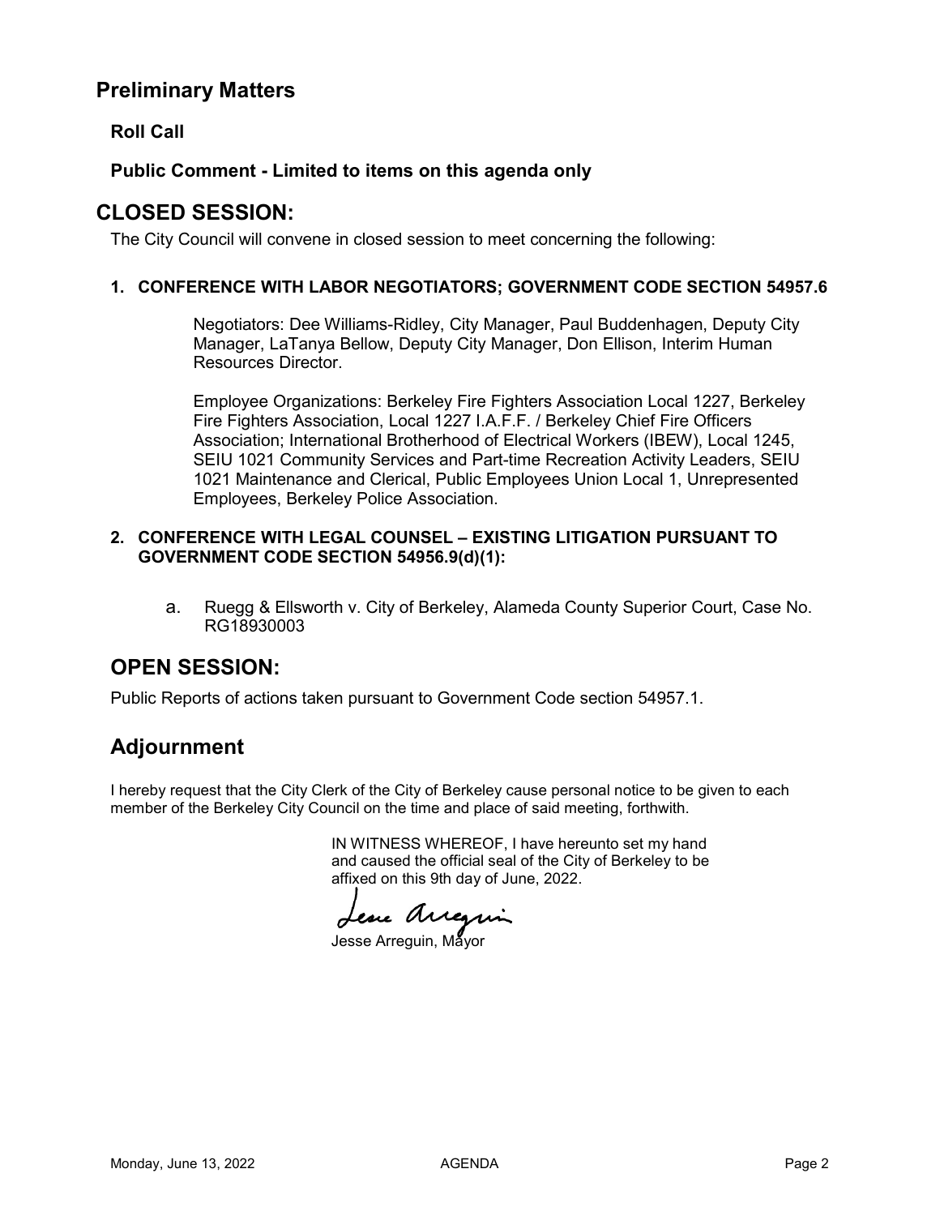## Preliminary Matters

### Roll Call

### Public Comment - Limited to items on this agenda only

## CLOSED SESSION:

The City Council will convene in closed session to meet concerning the following:

**1. CONFERENCE WITH LABOR NEGOTIATORS; GOVERNMENT CODE SECTION 54957.6**

Negotiators: Dee Williams-Ridley, City Manager, Paul Buddenhagen, Deputy City Manager, LaTanya Bellow, Deputy City Manager, Don Ellison, Interim Human Resources Director.

Employee Organizations: Berkeley Fire Fighters Association Local 1227, Berkeley Fire Fighters Association, Local 1227 I.A.F.F. / Berkeley Chief Fire Officers Association; International Brotherhood of Electrical Workers (IBEW), Local 1245, SEIU 1021 Community Services and Part-time Recreation Activity Leaders, SEIU 1021 Maintenance and Clerical, Public Employees Union Local 1, Unrepresented Employees, Berkeley Police Association.

**2. CONFERENCE WITH LEGAL COUNSEL – EXISTING LITIGATION PURSUANT TO GOVERNMENT CODE SECTION 54956.9(d)(1):**

a. Ruegg & Ellsworth v. City of Berkeley, Alameda County Superior Court, Case No. RG18930003

## OPEN SESSION:

Public Reports of actions taken pursuant to Government Code section 54957.1.

## Adjournment

I hereby request that the City Clerk of the City of Berkeley cause personal notice to be given to each member of the Berkeley City Council on the time and place of said meeting, forthwith.

IN WITNESS WHEREOF, I have hereunto set my hand and caused the official seal of the City of Berkeley to be affixed on this 9th day of June, 2022.

Jesse Arreguin, Mayor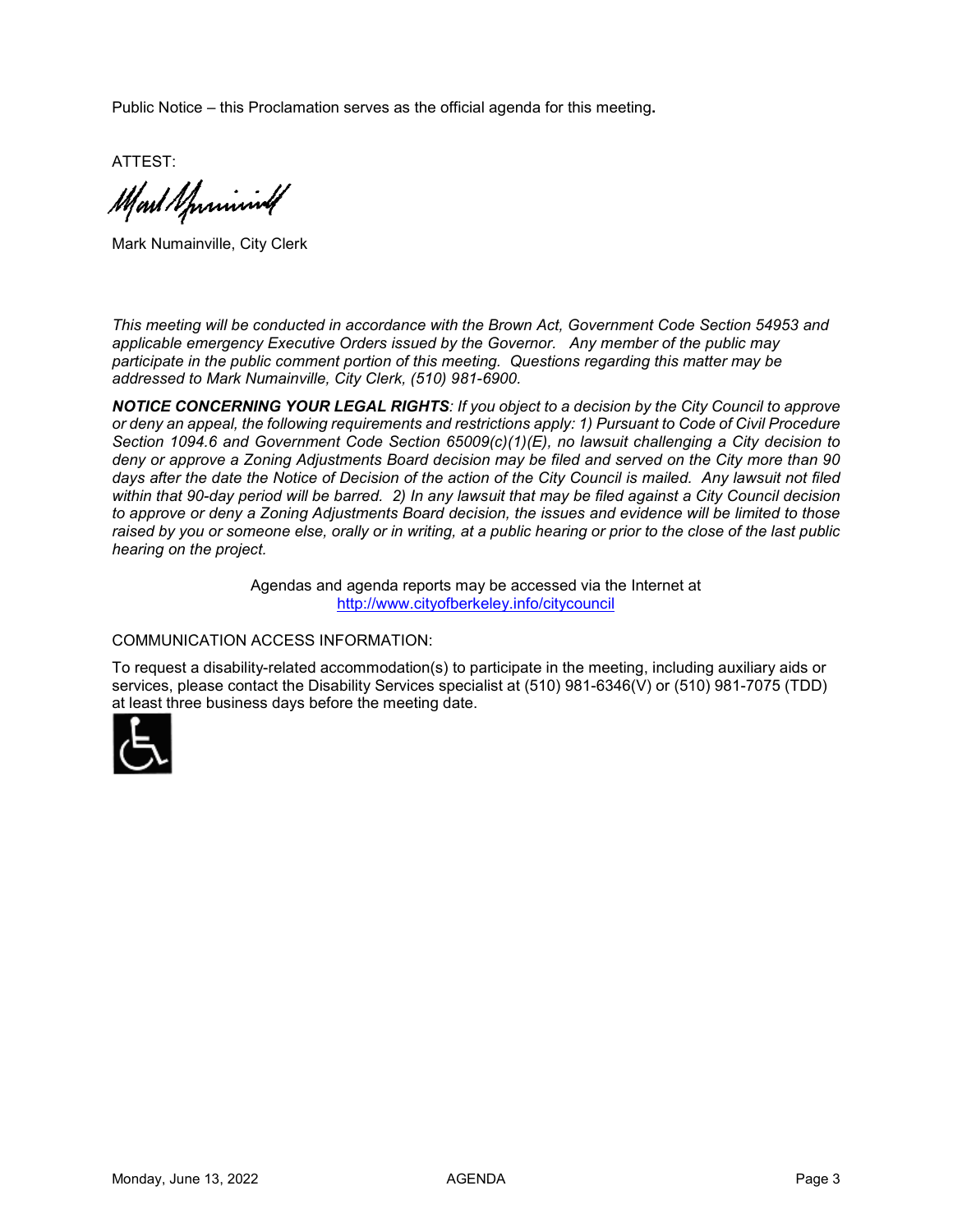Public Notice – this Proclamation serves as the official agenda for this meeting**.**

ATTEST:

Mark Numainville, City Clerk

*This meeting will be conducted in accordance with the Brown Act, Government Code Section 54953 and applicable emergency Executive Orders issued by the Governor. Any member of the public may participate in the public comment portion of this meeting. Questions regarding this matter may be addressed to Mark Numainville, City Clerk, (510) 981-6900.*

***NOTICE CONCERNING YOUR LEGAL RIGHTS****: If you object to a decision by the City Council to approve or deny an appeal, the following requirements and restrictions apply: 1) Pursuant to Code of Civil Procedure Section 1094.6 and Government Code Section 65009(c)(1)(E), no lawsuit challenging a City decision to deny or approve a Zoning Adjustments Board decision may be filed and served on the City more than 90 days after the date the Notice of Decision of the action of the City Council is mailed. Any lawsuit not filed within that 90-day period will be barred. 2) In any lawsuit that may be filed against a City Council decision to approve or deny a Zoning Adjustments Board decision, the issues and evidence will be limited to those raised by you or someone else, orally or in writing, at a public hearing or prior to the close of the last public hearing on the project.*

Agendas and agenda reports may be accessed via the Internet at
http://www.cityofberkeley.info/citycouncil

COMMUNICATION ACCESS INFORMATION:

To request a disability-related accommodation(s) to participate in the meeting, including auxiliary aids or services, please contact the Disability Services specialist at (510) 981-6346(V) or (510) 981-7075 (TDD) at least three business days before the meeting date.